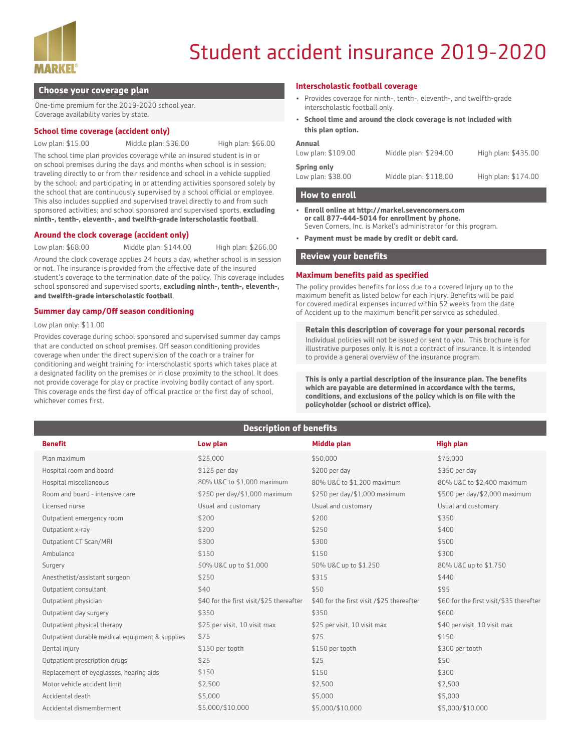# Student accident insurance 2019-2020

## Choose your coverage plan

One-time premium for the 2019-2020 school year.
Coverage availability varies by state.

### School time coverage (accident only)

Low plan: $15.00 Middle plan: $36.00 High plan: $66.00

The school time plan provides coverage while an insured student is in or on school premises during the days and months when school is in session; traveling directly to or from their residence and school in a vehicle supplied by the school; and participating in or attending activities sponsored solely by the school that are continuously supervised by a school official or employee. This also includes supplied and supervised travel directly to and from such sponsored activities; and school sponsored and supervised sports, **excluding ninth-, tenth-, eleventh-, and twelfth-grade interscholastic football**.

### Around the clock coverage (accident only)

Low plan: $68.00 Middle plan: $144.00 High plan: $266.00

Around the clock coverage applies 24 hours a day, whether school is in session or not. The insurance is provided from the effective date of the insured student's coverage to the termination date of the policy. This coverage includes school sponsored and supervised sports, **excluding ninth-, tenth-, eleventh-, and twelfth-grade interscholastic football**.

### Summer day camp/Off season conditioning

Low plan only: $11.00

Provides coverage during school sponsored and supervised summer day camps that are conducted on school premises. Off season conditioning provides coverage when under the direct supervision of the coach or a trainer for conditioning and weight training for interscholastic sports which takes place at a designated facility on the premises or in close proximity to the school. It does not provide coverage for play or practice involving bodily contact of any sport. This coverage ends the first day of official practice or the first day of school, whichever comes first.

### Interscholastic football coverage

- Provides coverage for ninth-, tenth-, eleventh-, and twelfth-grade interscholastic football only.
- **School time and around the clock coverage is not included with this plan option.**

**Annual**
Low plan: $109.00 Middle plan: $294.00 High plan: $435.00

**Spring only**
Low plan: $38.00 Middle plan: $118.00 High plan: $174.00

## How to enroll

- **Enroll online at http://markel.sevencorners.com or call 877-444-5014 for enrollment by phone.**
  Seven Corners, Inc. is Markel's administrator for this program.
- **Payment must be made by credit or debit card.**

## Review your benefits

### Maximum benefits paid as specified

The policy provides benefits for loss due to a covered Injury up to the maximum benefit as listed below for each Injury. Benefits will be paid for covered medical expenses incurred within 52 weeks from the date of Accident up to the maximum benefit per service as scheduled.

**Retain this description of coverage for your personal records**
Individual policies will not be issued or sent to you. This brochure is for illustrative purposes only. It is not a contract of insurance. It is intended to provide a general overview of the insurance program.

**This is only a partial description of the insurance plan. The benefits which are payable are determined in accordance with the terms, conditions, and exclusions of the policy which is on file with the policyholder (school or district office).**

## Description of benefits

| Benefit | Low plan | Middle plan | High plan |
|---|---|---|---|
| Plan maximum | $25,000 | $50,000 | $75,000 |
| Hospital room and board | $125 per day | $200 per day | $350 per day |
| Hospital miscellaneous | 80% U&C to $1,000 maximum | 80% U&C to $1,200 maximum | 80% U&C to $2,400 maximum |
| Room and board - intensive care | $250 per day/$1,000 maximum | $250 per day/$1,000 maximum | $500 per day/$2,000 maximum |
| Licensed nurse | Usual and customary | Usual and customary | Usual and customary |
| Outpatient emergency room | $200 | $200 | $350 |
| Outpatient x-ray | $200 | $250 | $400 |
| Outpatient CT Scan/MRI | $300 | $300 | $500 |
| Ambulance | $150 | $150 | $300 |
| Surgery | 50% U&C up to $1,000 | 50% U&C up to $1,250 | 80% U&C up to $1,750 |
| Anesthetist/assistant surgeon | $250 | $315 | $440 |
| Outpatient consultant | $40 | $50 | $95 |
| Outpatient physician | $40 for the first visit/$25 thereafter | $40 for the first visit /$25 thereafter | $60 for the first visit/$35 therefter |
| Outpatient day surgery | $350 | $350 | $600 |
| Outpatient physical therapy | $25 per visit, 10 visit max | $25 per visit, 10 visit max | $40 per visit, 10 visit max |
| Outpatient durable medical equipment & supplies | $75 | $75 | $150 |
| Dental injury | $150 per tooth | $150 per tooth | $300 per tooth |
| Outpatient prescription drugs | $25 | $25 | $50 |
| Replacement of eyeglasses, hearing aids | $150 | $150 | $300 |
| Motor vehicle accident limit | $2,500 | $2,500 | $2,500 |
| Accidental death | $5,000 | $5,000 | $5,000 |
| Accidental dismemberment | $5,000/$10,000 | $5,000/$10,000 | $5,000/$10,000 |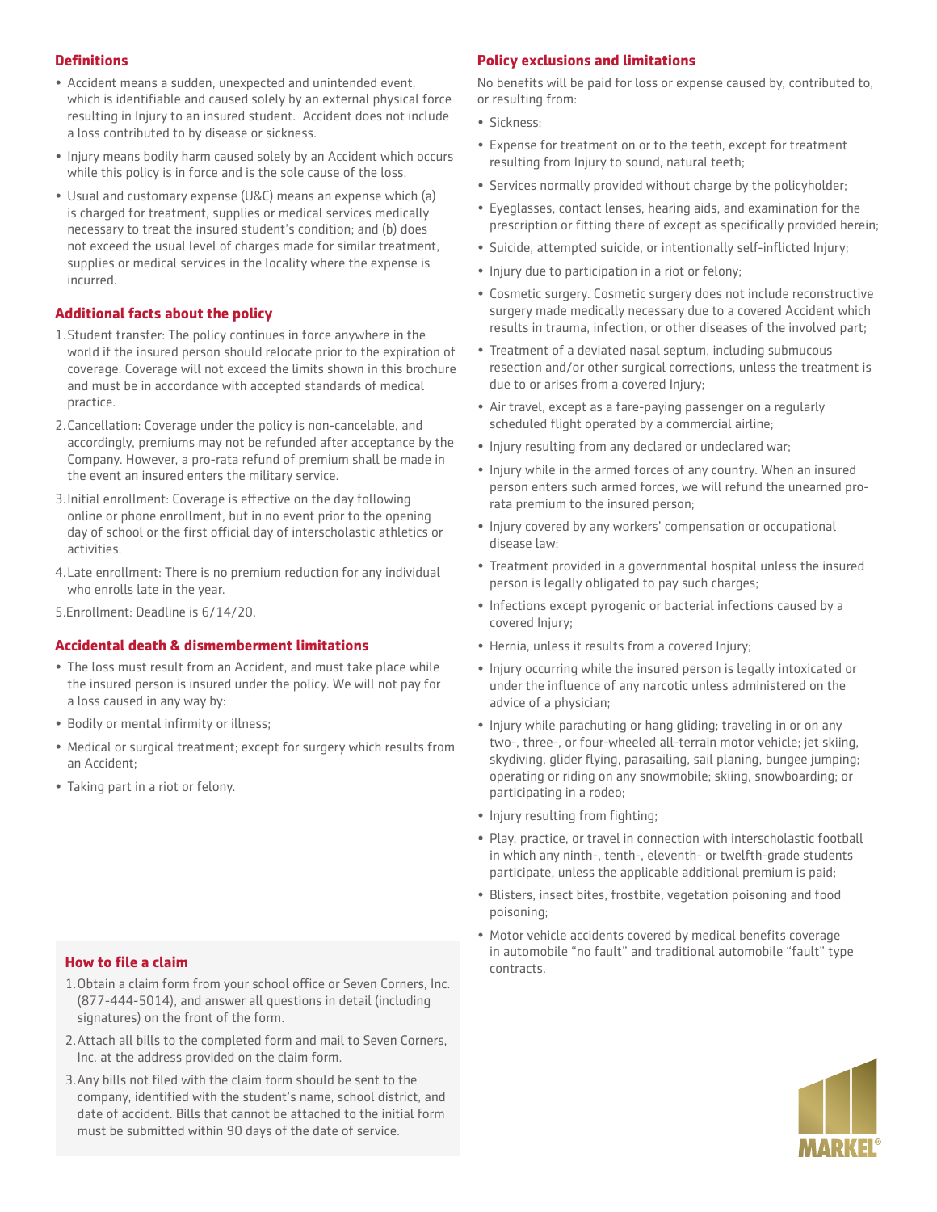## Definitions

- Accident means a sudden, unexpected and unintended event, which is identifiable and caused solely by an external physical force resulting in Injury to an insured student. Accident does not include a loss contributed to by disease or sickness.
- Injury means bodily harm caused solely by an Accident which occurs while this policy is in force and is the sole cause of the loss.
- Usual and customary expense (U&C) means an expense which (a) is charged for treatment, supplies or medical services medically necessary to treat the insured student's condition; and (b) does not exceed the usual level of charges made for similar treatment, supplies or medical services in the locality where the expense is incurred.

## Additional facts about the policy

1. Student transfer: The policy continues in force anywhere in the world if the insured person should relocate prior to the expiration of coverage. Coverage will not exceed the limits shown in this brochure and must be in accordance with accepted standards of medical practice.
2. Cancellation: Coverage under the policy is non-cancelable, and accordingly, premiums may not be refunded after acceptance by the Company. However, a pro-rata refund of premium shall be made in the event an insured enters the military service.
3. Initial enrollment: Coverage is effective on the day following online or phone enrollment, but in no event prior to the opening day of school or the first official day of interscholastic athletics or activities.
4. Late enrollment: There is no premium reduction for any individual who enrolls late in the year.
5. Enrollment: Deadline is 6/14/20.

## Accidental death & dismemberment limitations

- The loss must result from an Accident, and must take place while the insured person is insured under the policy. We will not pay for a loss caused in any way by:
- Bodily or mental infirmity or illness;
- Medical or surgical treatment; except for surgery which results from an Accident;
- Taking part in a riot or felony.

## How to file a claim

1. Obtain a claim form from your school office or Seven Corners, Inc. (877-444-5014), and answer all questions in detail (including signatures) on the front of the form.
2. Attach all bills to the completed form and mail to Seven Corners, Inc. at the address provided on the claim form.
3. Any bills not filed with the claim form should be sent to the company, identified with the student's name, school district, and date of accident. Bills that cannot be attached to the initial form must be submitted within 90 days of the date of service.

## Policy exclusions and limitations

No benefits will be paid for loss or expense caused by, contributed to, or resulting from:

- Sickness;
- Expense for treatment on or to the teeth, except for treatment resulting from Injury to sound, natural teeth;
- Services normally provided without charge by the policyholder;
- Eyeglasses, contact lenses, hearing aids, and examination for the prescription or fitting there of except as specifically provided herein;
- Suicide, attempted suicide, or intentionally self-inflicted Injury;
- Injury due to participation in a riot or felony;
- Cosmetic surgery. Cosmetic surgery does not include reconstructive surgery made medically necessary due to a covered Accident which results in trauma, infection, or other diseases of the involved part;
- Treatment of a deviated nasal septum, including submucous resection and/or other surgical corrections, unless the treatment is due to or arises from a covered Injury;
- Air travel, except as a fare-paying passenger on a regularly scheduled flight operated by a commercial airline;
- Injury resulting from any declared or undeclared war;
- Injury while in the armed forces of any country. When an insured person enters such armed forces, we will refund the unearned pro-rata premium to the insured person;
- Injury covered by any workers' compensation or occupational disease law;
- Treatment provided in a governmental hospital unless the insured person is legally obligated to pay such charges;
- Infections except pyrogenic or bacterial infections caused by a covered Injury;
- Hernia, unless it results from a covered Injury;
- Injury occurring while the insured person is legally intoxicated or under the influence of any narcotic unless administered on the advice of a physician;
- Injury while parachuting or hang gliding; traveling in or on any two-, three-, or four-wheeled all-terrain motor vehicle; jet skiing, skydiving, glider flying, parasailing, sail planing, bungee jumping; operating or riding on any snowmobile; skiing, snowboarding; or participating in a rodeo;
- Injury resulting from fighting;
- Play, practice, or travel in connection with interscholastic football in which any ninth-, tenth-, eleventh- or twelfth-grade students participate, unless the applicable additional premium is paid;
- Blisters, insect bites, frostbite, vegetation poisoning and food poisoning;
- Motor vehicle accidents covered by medical benefits coverage in automobile "no fault" and traditional automobile "fault" type contracts.

MARKEL®